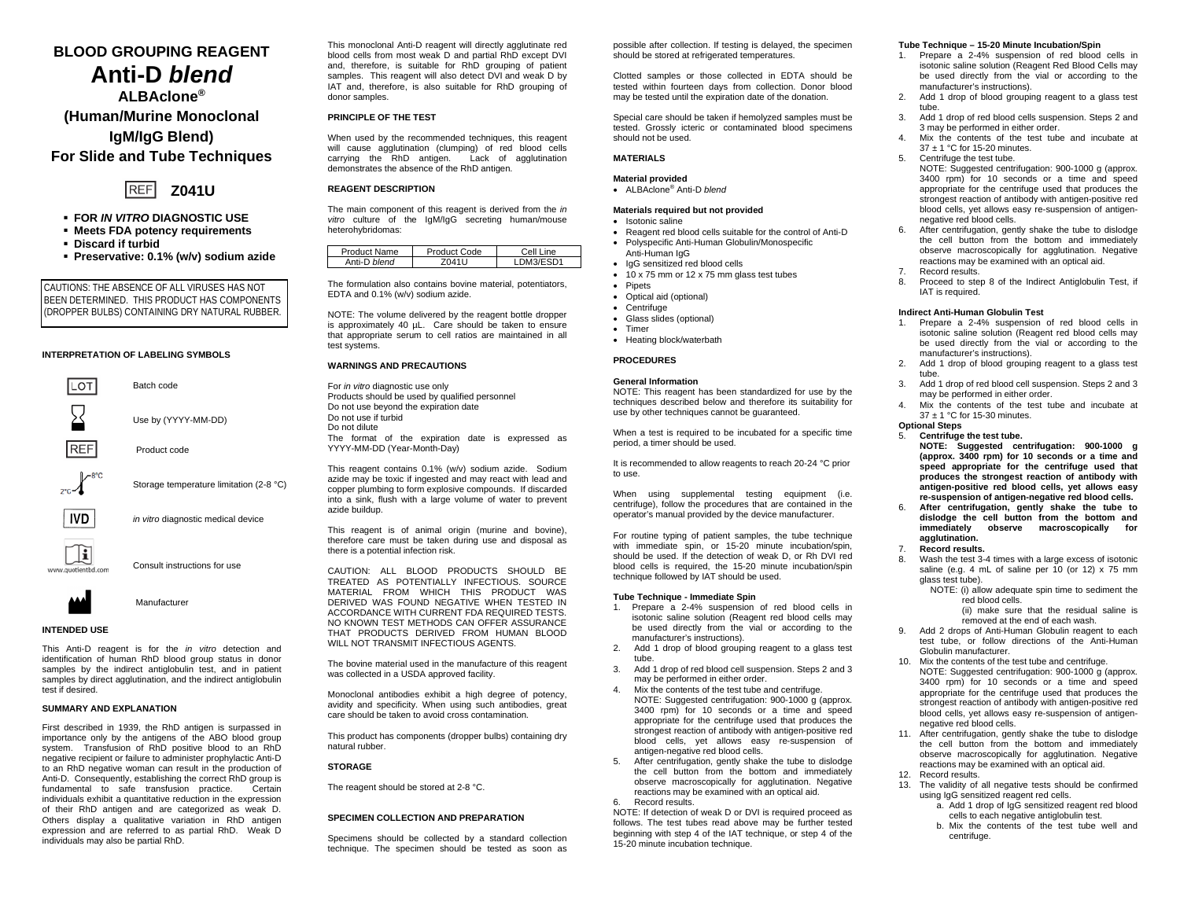# BLOOD GROUPING REAGENT

# Anti-D *blend*

## ALBAclone®

## (Human/Murine Monoclonal IgM/IgG Blend)

## For Slide and Tube Techniques

REF **Z041U**

- **FOR *IN VITRO* DIAGNOSTIC USE**
- **Meets FDA potency requirements**
- **Discard if turbid**
- **Preservative: 0.1% (w/v) sodium azide**

CAUTIONS: THE ABSENCE OF ALL VIRUSES HAS NOT BEEN DETERMINED. THIS PRODUCT HAS COMPONENTS (DROPPER BULBS) CONTAINING DRY NATURAL RUBBER.

### INTERPRETATION OF LABELING SYMBOLS

| Symbol | Meaning |
|---|---|
| LOT | Batch code |
| | Use by (YYYY-MM-DD) |
| REF | Product code |
| 2°C–8°C | Storage temperature limitation (2-8 °C) |
| IVD | *in vitro* diagnostic medical device |
| www.quotientbd.com | Consult instructions for use |
| | Manufacturer |

### INTENDED USE

This Anti-D reagent is for the *in vitro* detection and identification of human RhD blood group status in donor samples by the indirect antiglobulin test, and in patient samples by direct agglutination, and the indirect antiglobulin test if desired.

### SUMMARY AND EXPLANATION

First described in 1939, the RhD antigen is surpassed in importance only by the antigens of the ABO blood group system. Transfusion of RhD positive blood to an RhD negative recipient or failure to administer prophylactic Anti-D to an RhD negative woman can result in the production of Anti-D. Consequently, establishing the correct RhD group is fundamental to safe transfusion practice. Certain individuals exhibit a quantitative reduction in the expression of their RhD antigen and are categorized as weak D. Others display a qualitative variation in RhD antigen expression and are referred to as partial RhD. Weak D individuals may also be partial RhD.

This monoclonal Anti-D reagent will directly agglutinate red blood cells from most weak D and partial RhD except DVI and, therefore, is suitable for RhD grouping of patient samples. This reagent will also detect DVI and weak D by IAT and, therefore, is also suitable for RhD grouping of donor samples.

### PRINCIPLE OF THE TEST

When used by the recommended techniques, this reagent will cause agglutination (clumping) of red blood cells carrying the RhD antigen. Lack of agglutination demonstrates the absence of the RhD antigen.

### REAGENT DESCRIPTION

The main component of this reagent is derived from the *in vitro* culture of the IgM/IgG secreting human/mouse heterohybridomas:

| Product Name | Product Code | Cell Line |
|---|---|---|
| Anti-D *blend* | Z041U | LDM3/ESD1 |

The formulation also contains bovine material, potentiators, EDTA and 0.1% (w/v) sodium azide.

NOTE: The volume delivered by the reagent bottle dropper is approximately 40 µL. Care should be taken to ensure that appropriate serum to cell ratios are maintained in all test systems.

### WARNINGS AND PRECAUTIONS

For *in vitro* diagnostic use only
Products should be used by qualified personnel
Do not use beyond the expiration date
Do not use if turbid
Do not dilute
The format of the expiration date is expressed as YYYY-MM-DD (Year-Month-Day)

This reagent contains 0.1% (w/v) sodium azide. Sodium azide may be toxic if ingested and may react with lead and copper plumbing to form explosive compounds. If discarded into a sink, flush with a large volume of water to prevent azide buildup.

This reagent is of animal origin (murine and bovine), therefore care must be taken during use and disposal as there is a potential infection risk.

CAUTION: ALL BLOOD PRODUCTS SHOULD BE TREATED AS POTENTIALLY INFECTIOUS. SOURCE MATERIAL FROM WHICH THIS PRODUCT WAS DERIVED WAS FOUND NEGATIVE WHEN TESTED IN ACCORDANCE WITH CURRENT FDA REQUIRED TESTS. NO KNOWN TEST METHODS CAN OFFER ASSURANCE THAT PRODUCTS DERIVED FROM HUMAN BLOOD WILL NOT TRANSMIT INFECTIOUS AGENTS.

The bovine material used in the manufacture of this reagent was collected in a USDA approved facility.

Monoclonal antibodies exhibit a high degree of potency, avidity and specificity. When using such antibodies, great care should be taken to avoid cross contamination.

This product has components (dropper bulbs) containing dry natural rubber.

### STORAGE

The reagent should be stored at 2-8 °C.

### SPECIMEN COLLECTION AND PREPARATION

Specimens should be collected by a standard collection technique. The specimen should be tested as soon as possible after collection. If testing is delayed, the specimen should be stored at refrigerated temperatures.

Clotted samples or those collected in EDTA should be tested within fourteen days from collection. Donor blood may be tested until the expiration date of the donation.

Special care should be taken if hemolyzed samples must be tested. Grossly icteric or contaminated blood specimens should not be used.

### MATERIALS

#### Material provided

- ALBAclone® Anti-D *blend*

#### Materials required but not provided

- Isotonic saline
- Reagent red blood cells suitable for the control of Anti-D
- Polyspecific Anti-Human Globulin/Monospecific Anti-Human IgG
- IgG sensitized red blood cells
- 10 x 75 mm or 12 x 75 mm glass test tubes
- Pipets
- Optical aid (optional)
- Centrifuge
- Glass slides (optional)
- Timer
- Heating block/waterbath

### PROCEDURES

#### General Information

NOTE: This reagent has been standardized for use by the techniques described below and therefore its suitability for use by other techniques cannot be guaranteed.

When a test is required to be incubated for a specific time period, a timer should be used.

It is recommended to allow reagents to reach 20-24 °C prior to use.

When using supplemental testing equipment (i.e. centrifuge), follow the procedures that are contained in the operator's manual provided by the device manufacturer.

For routine typing of patient samples, the tube technique with immediate spin, or 15-20 minute incubation/spin, should be used. If the detection of weak D, or Rh DVI red blood cells is required, the 15-20 minute incubation/spin technique followed by IAT should be used.

#### Tube Technique - Immediate Spin

1. Prepare a 2-4% suspension of red blood cells in isotonic saline solution (Reagent Red Blood Cells may be used directly from the vial or according to the manufacturer's instructions).
2. Add 1 drop of blood grouping reagent to a glass test tube.
3. Add 1 drop of red blood cell suspension. Steps 2 and 3 may be performed in either order.
4. Mix the contents of the test tube and centrifuge.
   NOTE: Suggested centrifugation: 900-1000 g (approx. 3400 rpm) for 10 seconds or a time and speed appropriate for the centrifuge used that produces the strongest reaction of antibody with antigen-positive red blood cells, yet allows easy re-suspension of antigen-negative red blood cells.
5. After centrifugation, gently shake the tube to dislodge the cell button from the bottom and immediately observe macroscopically for agglutination. Negative reactions may be examined with an optical aid.
6. Record results.

NOTE: If detection of weak D or DVI is required proceed as follows. The test tubes read above may be further tested beginning with step 4 of the IAT technique, or step 4 of the 15-20 minute incubation technique.

#### Tube Technique – 15-20 Minute Incubation/Spin

1. Prepare a 2-4% suspension of red blood cells in isotonic saline solution (Reagent Red Blood Cells may be used directly from the vial or according to the manufacturer's instructions).
2. Add 1 drop of blood grouping reagent to a glass test tube.
3. Add 1 drop of red blood cells suspension. Steps 2 and 3 may be performed in either order.
4. Mix the contents of the test tube and incubate at 37 ± 1 °C for 15-20 minutes.
5. Centrifuge the test tube.
   NOTE: Suggested centrifugation: 900-1000 g (approx. 3400 rpm) for 10 seconds or a time and speed appropriate for the centrifuge used that produces the strongest reaction of antibody with antigen-positive red blood cells, yet allows easy re-suspension of antigen-negative red blood cells.
6. After centrifugation, gently shake the tube to dislodge the cell button from the bottom and immediately observe macroscopically for agglutination. Negative reactions may be examined with an optical aid.
7. Record results.
8. Proceed to step 8 of the Indirect Antiglobulin Test, if IAT is required.

#### Indirect Anti-Human Globulin Test

1. Prepare a 2-4% suspension of red blood cells in isotonic saline solution (Reagent Red Blood Cells may be used directly from the vial or according to the manufacturer's instructions).
2. Add 1 drop of blood grouping reagent to a glass test tube.
3. Add 1 drop of red blood cell suspension. Steps 2 and 3 may be performed in either order.
4. Mix the contents of the test tube and incubate at 37 ± 1 °C for 15-30 minutes.

**Optional Steps**

5. **Centrifuge the test tube.**
   **NOTE: Suggested centrifugation: 900-1000 g (approx. 3400 rpm) for 10 seconds or a time and speed appropriate for the centrifuge used that produces the strongest reaction of antibody with antigen-positive red blood cells, yet allows easy re-suspension of antigen-negative red blood cells.**
6. **After centrifugation, gently shake the tube to dislodge the cell button from the bottom and immediately observe macroscopically for agglutination.**
7. **Record results.**
8. Wash the test 3-4 times with a large excess of isotonic saline (e.g. 4 mL of saline per 10 (or 12) x 75 mm glass test tube).
   NOTE: (i) allow adequate spin time to sediment the red blood cells.
   (ii) make sure that the residual saline is removed at the end of each wash.
9. Add 2 drops of Anti-Human Globulin reagent to each test tube, or follow directions of the Anti-Human Globulin manufacturer.
10. Mix the contents of the test tube and centrifuge.
    NOTE: Suggested centrifugation: 900-1000 g (approx. 3400 rpm) for 10 seconds or a time and speed appropriate for the centrifuge used that produces the strongest reaction of antibody with antigen-positive red blood cells, yet allows easy re-suspension of antigen-negative red blood cells.
11. After centrifugation, gently shake the tube to dislodge the cell button from the bottom and immediately observe macroscopically for agglutination. Negative reactions may be examined with an optical aid.
12. Record results.
13. The validity of all negative tests should be confirmed using IgG sensitized reagent red cells.
    a. Add 1 drop of IgG sensitized reagent red blood cells to each negative antiglobulin test.
    b. Mix the contents of the test tube well and centrifuge.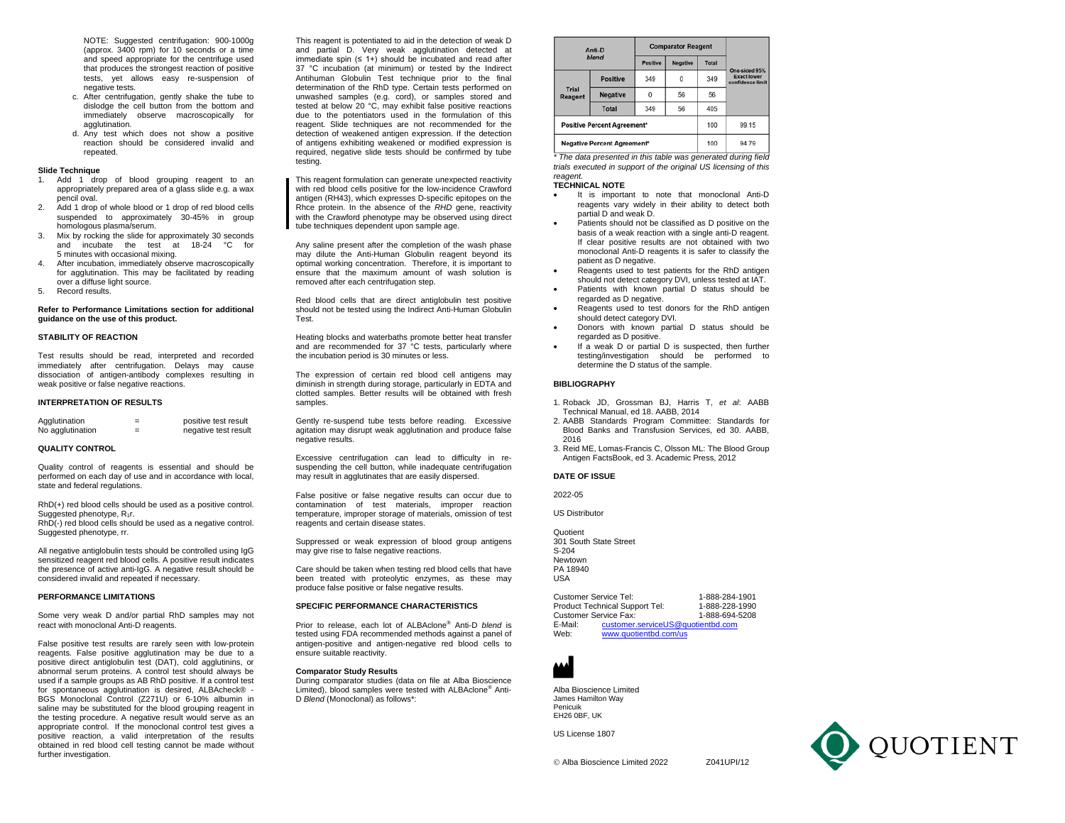NOTE: Suggested centrifugation: 900-1000g (approx. 3400 rpm) for 10 seconds or a time and speed appropriate for the centrifuge used that produces the strongest reaction of positive tests, yet allows easy re-suspension of negative tests.

c. After centrifugation, gently shake the tube to dislodge the cell button from the bottom and immediately observe macroscopically for agglutination.
d. Any test which does not show a positive reaction should be considered invalid and repeated.

**Slide Technique**

1. Add 1 drop of blood grouping reagent to an appropriately prepared area of a glass slide e.g. a wax pencil oval.
2. Add 1 drop of whole blood or 1 drop of red blood cells suspended to approximately 30-45% in group homologous plasma/serum.
3. Mix by rocking the slide for approximately 30 seconds and incubate the test at 18-24 °C for 5 minutes with occasional mixing.
4. After incubation, immediately observe macroscopically for agglutination. This may be facilitated by reading over a diffuse light source.
5. Record results.

**Refer to Performance Limitations section for additional guidance on the use of this product.**

## STABILITY OF REACTION

Test results should be read, interpreted and recorded immediately after centrifugation. Delays may cause dissociation of antigen-antibody complexes resulting in weak positive or false negative reactions.

## INTERPRETATION OF RESULTS

| | | |
|---|---|---|
| Agglutination | = | positive test result |
| No agglutination | = | negative test result |

## QUALITY CONTROL

Quality control of reagents is essential and should be performed on each day of use and in accordance with local, state and federal regulations.

RhD(+) red blood cells should be used as a positive control. Suggested phenotype, $R_1r$.
RhD(-) red blood cells should be used as a negative control. Suggested phenotype, rr.

All negative antiglobulin tests should be controlled using IgG sensitized reagent red blood cells. A positive result indicates the presence of active anti-IgG. A negative result should be considered invalid and repeated if necessary.

## PERFORMANCE LIMITATIONS

Some very weak D and/or partial RhD samples may not react with monoclonal Anti-D reagents.

False positive test results are rarely seen with low-protein reagents. False positive agglutination may be due to a positive direct antiglobulin test (DAT), cold agglutinins, or abnormal serum proteins. A control test should always be used if a sample groups as AB RhD positive. If a control test for spontaneous agglutination is desired, ALBAcheck® - BGS Monoclonal Control (Z271U) or 6-10% albumin in saline may be substituted for the blood grouping reagent in the testing procedure. A negative result would serve as an appropriate control. If the monoclonal control test gives a positive reaction, a valid interpretation of the results obtained in red blood cell testing cannot be made without further investigation.

This reagent is potentiated to aid in the detection of weak D and partial D. Very weak agglutination detected at immediate spin (≤ 1+) should be incubated and read after 37 °C incubation (at minimum) or tested by the Indirect Antihuman Globulin Test technique prior to the final determination of the RhD type. Certain tests performed on unwashed samples (e.g. cord), or samples stored and tested at below 20 °C, may exhibit false positive reactions due to the potentiators used in the formulation of this reagent. Slide techniques are not recommended for the detection of weakened antigen expression. If the detection of antigens exhibiting weakened or modified expression is required, negative slide tests should be confirmed by tube testing.

This reagent formulation can generate unexpected reactivity with red blood cells positive for the low-incidence Crawford antigen (RH43), which expresses D-specific epitopes on the Rhce protein. In the absence of the *RHD* gene, reactivity with the Crawford phenotype may be observed using direct tube techniques dependent upon sample age.

Any saline present after the completion of the wash phase may dilute the Anti-Human Globulin reagent beyond its optimal working concentration. Therefore, it is important to ensure that the maximum amount of wash solution is removed after each centrifugation step.

Red blood cells that are direct antiglobulin test positive should not be tested using the Indirect Anti-Human Globulin Test.

Heating blocks and waterbaths promote better heat transfer and are recommended for 37 °C tests, particularly where the incubation period is 30 minutes or less.

The expression of certain red blood cell antigens may diminish in strength during storage, particularly in EDTA and clotted samples. Better results will be obtained with fresh samples.

Gently re-suspend tube tests before reading. Excessive agitation may disrupt weak agglutination and produce false negative results.

Excessive centrifugation can lead to difficulty in re-suspending the cell button, while inadequate centrifugation may result in agglutinates that are easily dispersed.

False positive or false negative results can occur due to contamination of test materials, improper reaction temperature, improper storage of materials, omission of test reagents and certain disease states.

Suppressed or weak expression of blood group antigens may give rise to false negative reactions.

Care should be taken when testing red blood cells that have been treated with proteolytic enzymes, as these may produce false positive or false negative results.

## SPECIFIC PERFORMANCE CHARACTERISTICS

Prior to release, each lot of ALBAclone® Anti-D *blend* is tested using FDA recommended methods against a panel of antigen-positive and antigen-negative red blood cells to ensure suitable reactivity.

**Comparator Study Results**

During comparator studies (data on file at Alba Bioscience Limited), blood samples were tested with ALBAclone® Anti-D *Blend* (Monoclonal) as follows*:

| Anti-D *blend* | | Comparator Reagent | | | One-sided 95% Exact lower confidence limit |
|---|---|---|---|---|---|
| | | Positive | Negative | Total | |
| Trial Reagent | Positive | 349 | 0 | 349 | |
| | Negative | 0 | 56 | 56 | |
| | Total | 349 | 56 | 405 | |
| Positive Percent Agreement* | | | | 100 | 99.15 |
| Negative Percent Agreement* | | | | 100 | 94.79 |

*\* The data presented in this table was generated during field trials executed in support of the original US licensing of this reagent.*

**TECHNICAL NOTE**

- It is important to note that monoclonal Anti-D reagents vary widely in their ability to detect both partial D and weak D.
- Patients should not be classified as D positive on the basis of a weak reaction with a single anti-D reagent. If clear positive results are not obtained with two monoclonal Anti-D reagents it is safer to classify the patient as D negative.
- Reagents used to test patients for the RhD antigen should not detect category DVI, unless tested at IAT.
- Patients with known partial D status should be regarded as D negative.
- Reagents used to test donors for the RhD antigen should detect category DVI.
- Donors with known partial D status should be regarded as D positive.
- If a weak D or partial D is suspected, then further testing/investigation should be performed to determine the D status of the sample.

## BIBLIOGRAPHY

1. Roback JD, Grossman BJ, Harris T, *et al*: AABB Technical Manual, ed 18. AABB, 2014
2. AABB Standards Program Committee: Standards for Blood Banks and Transfusion Services, ed 30. AABB, 2016
3. Reid ME, Lomas-Francis C, Olsson ML: The Blood Group Antigen FactsBook, ed 3. Academic Press, 2012

## DATE OF ISSUE

2022-05

US Distributor

Quotient
301 South State Street
S-204
Newtown
PA 18940
USA

| | |
|---|---|
| Customer Service Tel: | 1-888-284-1901 |
| Product Technical Support Tel: | 1-888-228-1990 |
| Customer Service Fax: | 1-888-694-5208 |
| E-Mail: | customer.serviceUS@quotientbd.com |
| Web: | www.quotientbd.com/us |

Alba Bioscience Limited
James Hamilton Way
Penicuik
EH26 0BF, UK

US License 1807

© Alba Bioscience Limited 2022 Z041UPI/12

QUOTIENT